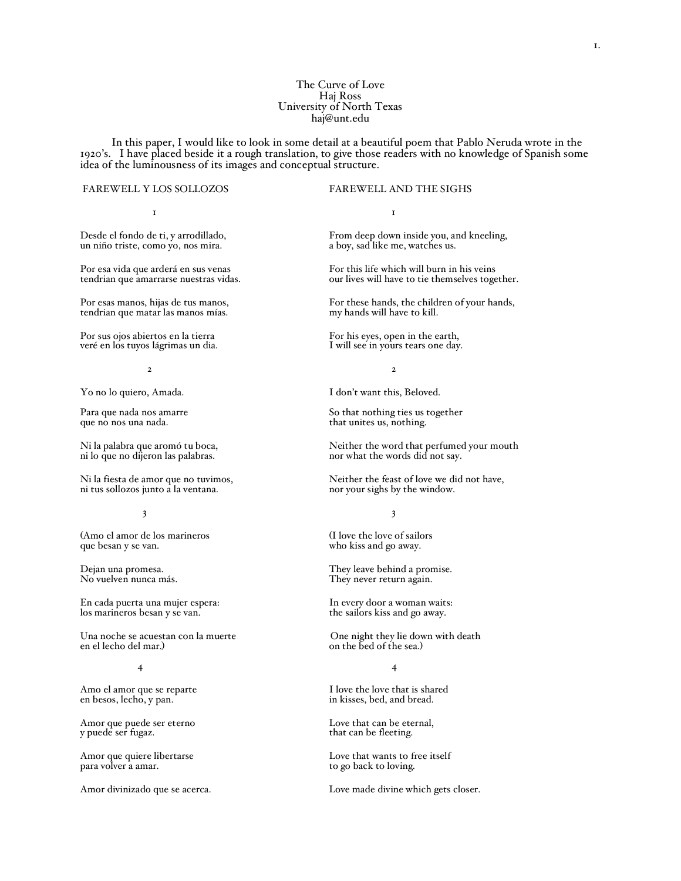# The Curve of Love

Haj Ross
University of North Texas
haj@unt.edu

In this paper, I would like to look in some detail at a beautiful poem that Pablo Neruda wrote in the 1920's. I have placed beside it a rough translation, to give those readers with no knowledge of Spanish some idea of the luminousness of its images and conceptual structure.

| FAREWELL Y LOS SOLLOZOS | FAREWELL AND THE SIGHS |
|---|---|
| 1 | 1 |
| Desde el fondo de ti, y arrodillado,<br>un niño triste, como yo, nos mira. | From deep down inside you, and kneeling,<br>a boy, sad like me, watches us. |
| Por esa vida que arderá en sus venas<br>tendrian que amarrarse nuestras vidas. | For this life which will burn in his veins<br>our lives will have to tie themselves together. |
| Por esas manos, hijas de tus manos,<br>tendrian que matar las manos mías. | For these hands, the children of your hands,<br>my hands will have to kill. |
| Por sus ojos abiertos en la tierra<br>veré en los tuyos lágrimas un dia. | For his eyes, open in the earth,<br>I will see in yours tears one day. |
| 2 | 2 |
| Yo no lo quiero, Amada. | I don't want this, Beloved. |
| Para que nada nos amarre<br>que no nos una nada. | So that nothing ties us together<br>that unites us, nothing. |
| Ni la palabra que aromó tu boca,<br>ni lo que no dijeron las palabras. | Neither the word that perfumed your mouth<br>nor what the words did not say. |
| Ni la fiesta de amor que no tuvimos,<br>ni tus sollozos junto a la ventana. | Neither the feast of love we did not have,<br>nor your sighs by the window. |
| 3 | 3 |
| (Amo el amor de los marineros<br>que besan y se van. | (I love the love of sailors<br>who kiss and go away. |
| Dejan una promesa.<br>No vuelven nunca más. | They leave behind a promise.<br>They never return again. |
| En cada puerta una mujer espera:<br>los marineros besan y se van. | In every door a woman waits:<br>the sailors kiss and go away. |
| Una noche se acuestan con la muerte<br>en el lecho del mar.) | One night they lie down with death<br>on the bed of the sea.) |
| 4 | 4 |
| Amo el amor que se reparte<br>en besos, lecho, y pan. | I love the love that is shared<br>in kisses, bed, and bread. |
| Amor que puede ser eterno<br>y puede ser fugaz. | Love that can be eternal,<br>that can be fleeting. |
| Amor que quiere libertarse<br>para volver a amar. | Love that wants to free itself<br>to go back to loving. |
| Amor divinizado que se acerca. | Love made divine which gets closer. |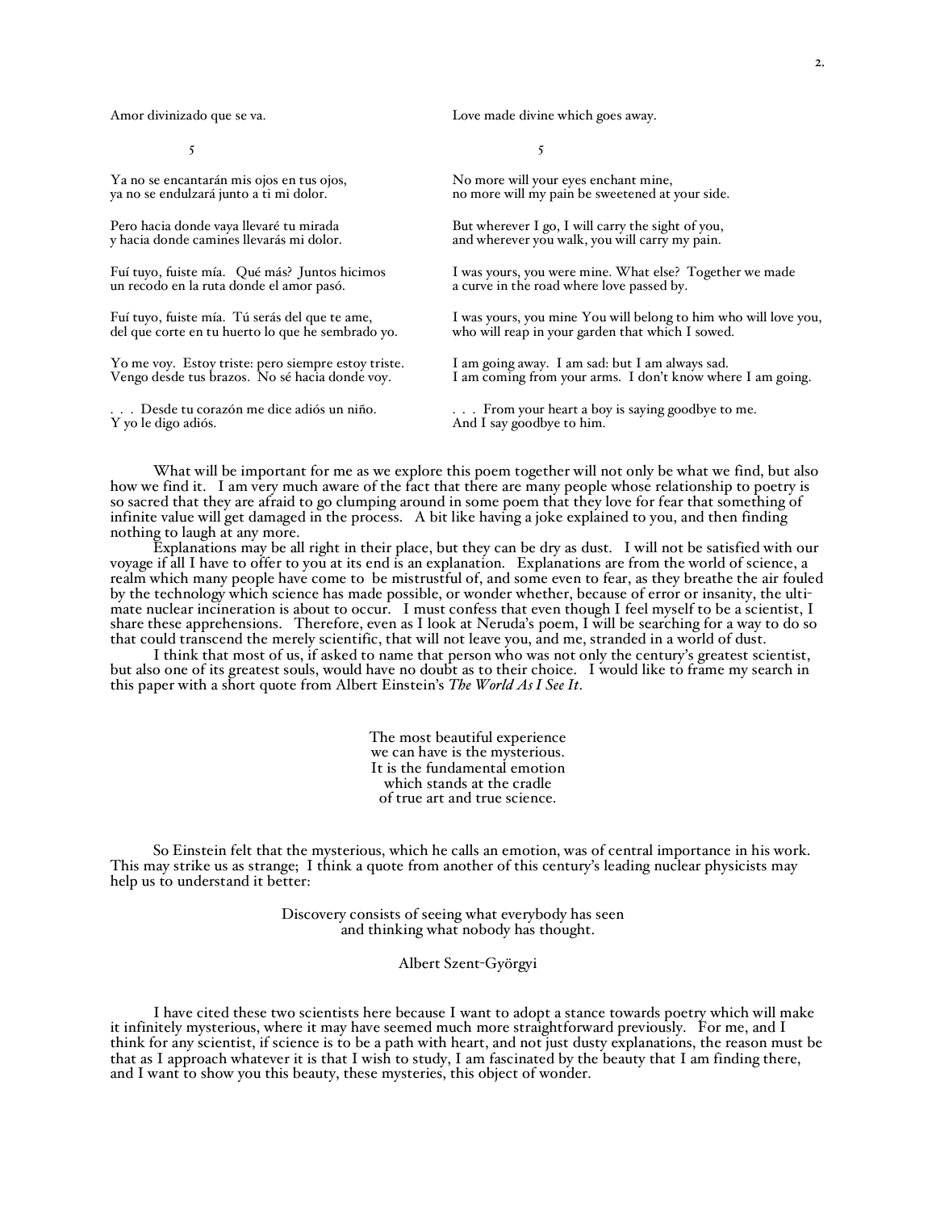Amor divinizado que se va.

5

Ya no se encantarán mis ojos en tus ojos,
ya no se endulzará junto a ti mi dolor.

Pero hacia donde vaya llevaré tu mirada
y hacia donde camines llevarás mi dolor.

Fuí tuyo, fuiste mía. Qué más? Juntos hicimos
un recodo en la ruta donde el amor pasó.

Fuí tuyo, fuiste mía. Tú serás del que te ame,
del que corte en tu huerto lo que he sembrado yo.

Yo me voy. Estoy triste: pero siempre estoy triste.
Vengo desde tus brazos. No sé hacia donde voy.

. . . Desde tu corazón me dice adiós un niño.
Y yo le digo adiós.

Love made divine which goes away.

5

No more will your eyes enchant mine,
no more will my pain be sweetened at your side.

But wherever I go, I will carry the sight of you,
and wherever you walk, you will carry my pain.

I was yours, you were mine. What else? Together we made
a curve in the road where love passed by.

I was yours, you mine You will belong to him who will love you,
who will reap in your garden that which I sowed.

I am going away. I am sad: but I am always sad.
I am coming from your arms. I don't know where I am going.

. . . From your heart a boy is saying goodbye to me.
And I say goodbye to him.

What will be important for me as we explore this poem together will not only be what we find, but also how we find it. I am very much aware of the fact that there are many people whose relationship to poetry is so sacred that they are afraid to go clumping around in some poem that they love for fear that something of infinite value will get damaged in the process. A bit like having a joke explained to you, and then finding nothing to laugh at any more.

Explanations may be all right in their place, but they can be dry as dust. I will not be satisfied with our voyage if all I have to offer to you at its end is an explanation. Explanations are from the world of science, a realm which many people have come to be mistrustful of, and some even to fear, as they breathe the air fouled by the technology which science has made possible, or wonder whether, because of error or insanity, the ultimate nuclear incineration is about to occur. I must confess that even though I feel myself to be a scientist, I share these apprehensions. Therefore, even as I look at Neruda's poem, I will be searching for a way to do so that could transcend the merely scientific, that will not leave you, and me, stranded in a world of dust.

I think that most of us, if asked to name that person who was not only the century's greatest scientist, but also one of its greatest souls, would have no doubt as to their choice. I would like to frame my search in this paper with a short quote from Albert Einstein's *The World As I See It*.

> The most beautiful experience
> we can have is the mysterious.
> It is the fundamental emotion
> which stands at the cradle
> of true art and true science.

So Einstein felt that the mysterious, which he calls an emotion, was of central importance in his work. This may strike us as strange; I think a quote from another of this century's leading nuclear physicists may help us to understand it better:

> Discovery consists of seeing what everybody has seen
> and thinking what nobody has thought.
>
> Albert Szent-Györgyi

I have cited these two scientists here because I want to adopt a stance towards poetry which will make it infinitely mysterious, where it may have seemed much more straightforward previously. For me, and I think for any scientist, if science is to be a path with heart, and not just dusty explanations, the reason must be that as I approach whatever it is that I wish to study, I am fascinated by the beauty that I am finding there, and I want to show you this beauty, these mysteries, this object of wonder.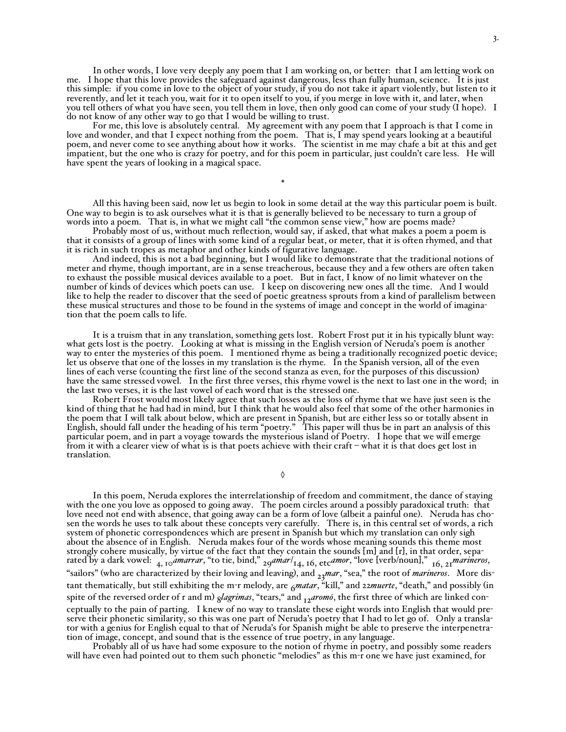In other words, I love very deeply any poem that I am working on, or better: that I am letting work on me. I hope that this love provides the safeguard against dangerous, less than fully human, science. It is just this simple: if you come in love to the object of your study, if you do not take it apart violently, but listen to it reverently, and let it teach you, wait for it to open itself to you, if you merge in love with it, and later, when you tell others of what you have seen, you tell them in love, then only good can come of your study (I hope). I do not know of any other way to go that I would be willing to trust.

For me, this love is absolutely central. My agreement with any poem that I approach is that I come in love and wonder, and that I expect nothing from the poem. That is, I may spend years looking at a beautiful poem, and never come to see anything about how it works. The scientist in me may chafe a bit at this and get impatient, but the one who is crazy for poetry, and for this poem in particular, just couldn't care less. He will have spent the years of looking in a magical space.

*

All this having been said, now let us begin to look in some detail at the way this particular poem is built. One way to begin is to ask ourselves what it is that is generally believed to be necessary to turn a group of words into a poem. That is, in what we might call "the common sense view," how are poems made?

Probably most of us, without much reflection, would say, if asked, that what makes a poem a poem is that it consists of a group of lines with some kind of a regular beat, or meter, that it is often rhymed, and that it is rich in such tropes as metaphor and other kinds of figurative language.

And indeed, this is not a bad beginning, but I would like to demonstrate that the traditional notions of meter and rhyme, though important, are in a sense treacherous, because they and a few others are often taken to exhaust the possible musical devices available to a poet. But in fact, I know of no limit whatever on the number of kinds of devices which poets can use. I keep on discovering new ones all the time. And I would like to help the reader to discover that the seed of poetic greatness sprouts from a kind of parallelism between these musical structures and those to be found in the systems of image and concept in the world of imagination that the poem calls to life.

It is a truism that in any translation, something gets lost. Robert Frost put it in his typically blunt way: what gets lost is the poetry. Looking at what is missing in the English version of Neruda's poem is another way to enter the mysteries of this poem. I mentioned rhyme as being a traditionally recognized poetic device; let us observe that one of the losses in my translation is the rhyme. In the Spanish version, all of the even lines of each verse (counting the first line of the second stanza as even, for the purposes of this discussion) have the same stressed vowel. In the first three verses, this rhyme vowel is the next to last one in the word; in the last two verses, it is the last vowel of each word that is the stressed one.

Robert Frost would most likely agree that such losses as the loss of rhyme that we have just seen is the kind of thing that he had had in mind, but I think that he would also feel that some of the other harmonies in the poem that I will talk about below, which are present in Spanish, but are either less so or totally absent in English, should fall under the heading of his term "poetry." This paper will thus be in part an analysis of this particular poem, and in part a voyage towards the mysterious island of Poetry. I hope that we will emerge from it with a clearer view of what is is that poets achieve with their craft – what it is that does get lost in translation.

◊

In this poem, Neruda explores the interrelationship of freedom and commitment, the dance of staying with the one you love as opposed to going away. The poem circles around a possibly paradoxical truth: that love need not end with absence, that going away can be a form of love (albeit a painful one). Neruda has chosen the words he uses to talk about these concepts very carefully. There is, in this central set of words, a rich system of phonetic correspondences which are present in Spanish but which my translation can only sigh about the absence of in English. Neruda makes four of the words whose meaning sounds this theme most strongly cohere musically, by virtue of the fact that they contain the sounds [m] and [r], in that order, separated by a dark vowel: $_{4,\,10}$*amarrar*, "to tie, bind," $_{29}$*amar*/$_{14,\,16,\,\text{etc}}$*amor*, "love [verb/noun]," $_{16,\,21}$*marineros*, "sailors" (who are characterized by their loving and leaving), and $_{23}$*mar*, "sea," the root of *marineros*. More distant thematically, but still exhibiting the m-r melody, are $_{6}$*matar*, "kill," and 22*muerte*, "death," and possibly (in spite of the reversed order of r and m) $_{8}$*lagrimas*, "tears," and $_{12}$*aromó*, the first three of which are linked conceptually to the pain of parting. I knew of no way to translate these eight words into English that would preserve their phonetic similarity, so this was one part of Neruda's poetry that I had to let go of. Only a translator with a genius for English equal to that of Neruda's for Spanish might be able to preserve the interpenetration of image, concept, and sound that is the essence of true poetry, in any language.

Probably all of us have had some exposure to the notion of rhyme in poetry, and possibly some readers will have even had pointed out to them such phonetic "melodies" as this m-r one we have just examined, for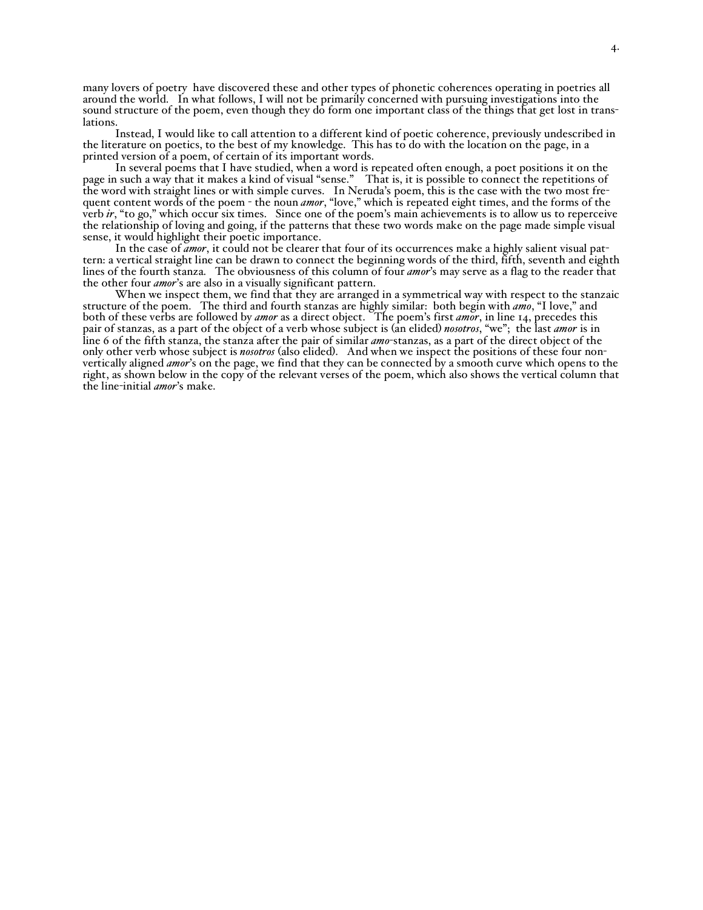many lovers of poetry have discovered these and other types of phonetic coherences operating in poetries all around the world. In what follows, I will not be primarily concerned with pursuing investigations into the sound structure of the poem, even though they do form one important class of the things that get lost in translations.

Instead, I would like to call attention to a different kind of poetic coherence, previously undescribed in the literature on poetics, to the best of my knowledge. This has to do with the location on the page, in a printed version of a poem, of certain of its important words.

In several poems that I have studied, when a word is repeated often enough, a poet positions it on the page in such a way that it makes a kind of visual "sense." That is, it is possible to connect the repetitions of the word with straight lines or with simple curves. In Neruda's poem, this is the case with the two most frequent content words of the poem - the noun *amor*, "love," which is repeated eight times, and the forms of the verb *ir*, "to go," which occur six times. Since one of the poem's main achievements is to allow us to reperceive the relationship of loving and going, if the patterns that these two words make on the page made simple visual sense, it would highlight their poetic importance.

In the case of *amor*, it could not be clearer that four of its occurrences make a highly salient visual pattern: a vertical straight line can be drawn to connect the beginning words of the third, fifth, seventh and eighth lines of the fourth stanza. The obviousness of this column of four *amor*'s may serve as a flag to the reader that the other four *amor*'s are also in a visually significant pattern.

When we inspect them, we find that they are arranged in a symmetrical way with respect to the stanzaic structure of the poem. The third and fourth stanzas are highly similar: both begin with *amo*, "I love," and both of these verbs are followed by *amor* as a direct object. The poem's first *amor*, in line 14, precedes this pair of stanzas, as a part of the object of a verb whose subject is (an elided) *nosotros*, "we"; the last *amor* is in line 6 of the fifth stanza, the stanza after the pair of similar *amo*-stanzas, as a part of the direct object of the only other verb whose subject is *nosotros* (also elided). And when we inspect the positions of these four non-vertically aligned *amor*'s on the page, we find that they can be connected by a smooth curve which opens to the right, as shown below in the copy of the relevant verses of the poem, which also shows the vertical column that the line-initial *amor*'s make.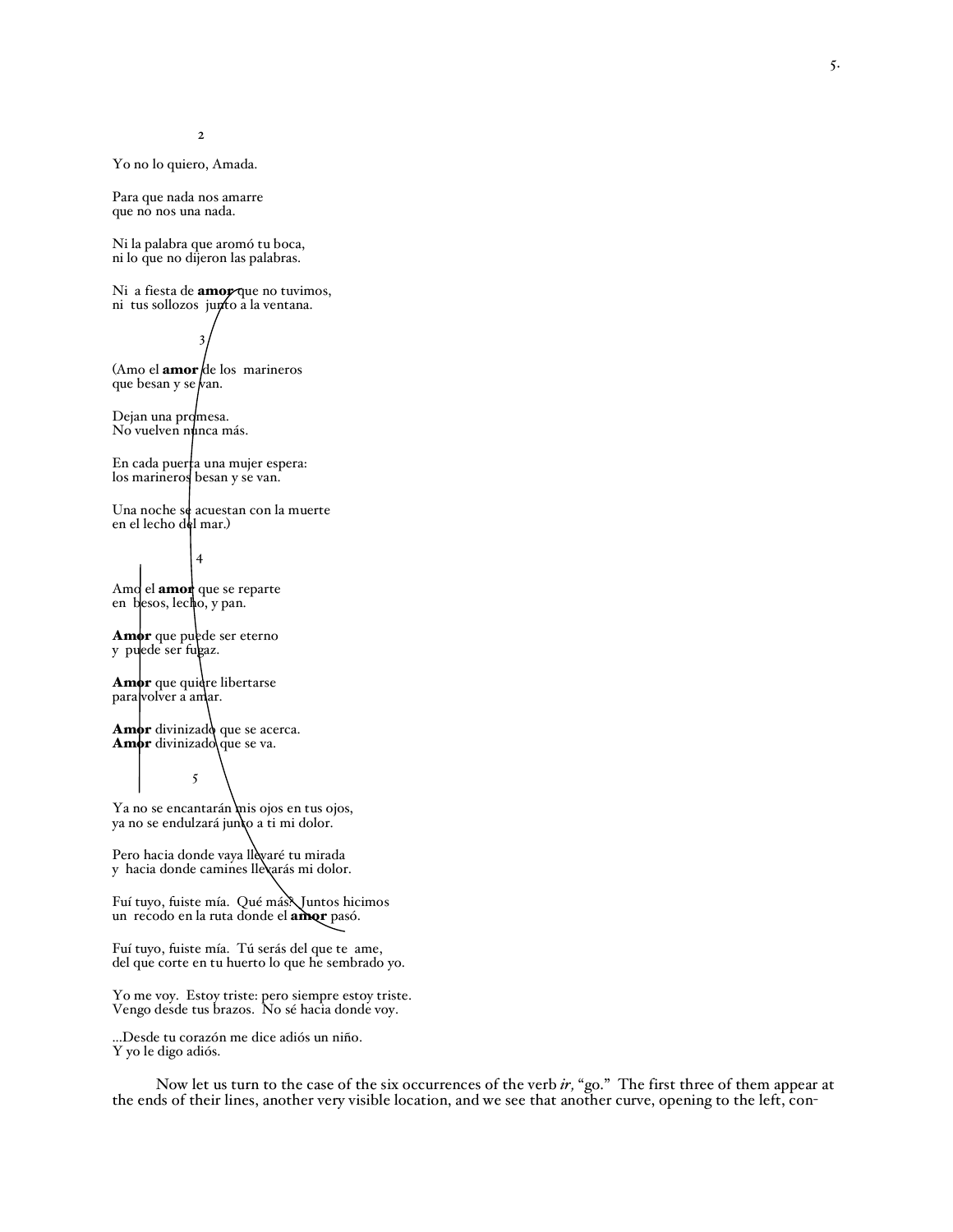2

Yo no lo quiero, Amada.

Para que nada nos amarre  
que no nos una nada.

Ni la palabra que aromó tu boca,  
ni lo que no dijeron las palabras.

Ni a fiesta de **amor** que no tuvimos,  
ni tus sollozos junto a la ventana.

3

(Amo el **amor** de los marineros  
que besan y se van.

Dejan una promesa.  
No vuelven nunca más.

En cada puerta una mujer espera:  
los marineros besan y se van.

Una noche se acuestan con la muerte  
en el lecho del mar.)

4

Amo el **amor** que se reparte  
en besos, lecho, y pan.

**Amor** que puede ser eterno  
y puede ser fugaz.

**Amor** que quiere libertarse  
para volver a amar.

**Amor** divinizado que se acerca.  
**Amor** divinizado que se va.

5

Ya no se encantarán mis ojos en tus ojos,  
ya no se endulzará junto a ti mi dolor.

Pero hacia donde vaya llevaré tu mirada  
y hacia donde camines llevarás mi dolor.

Fuí tuyo, fuiste mía. Qué más? Juntos hicimos  
un recodo en la ruta donde el **amor** pasó.

Fuí tuyo, fuiste mía. Tú serás del que te ame,  
del que corte en tu huerto lo que he sembrado yo.

Yo me voy. Estoy triste: pero siempre estoy triste.  
Vengo desde tus brazos. No sé hacia donde voy.

...Desde tu corazón me dice adiós un niño.  
Y yo le digo adiós.

Now let us turn to the case of the six occurrences of the verb *ir*, "go." The first three of them appear at the ends of their lines, another very visible location, and we see that another curve, opening to the left, con-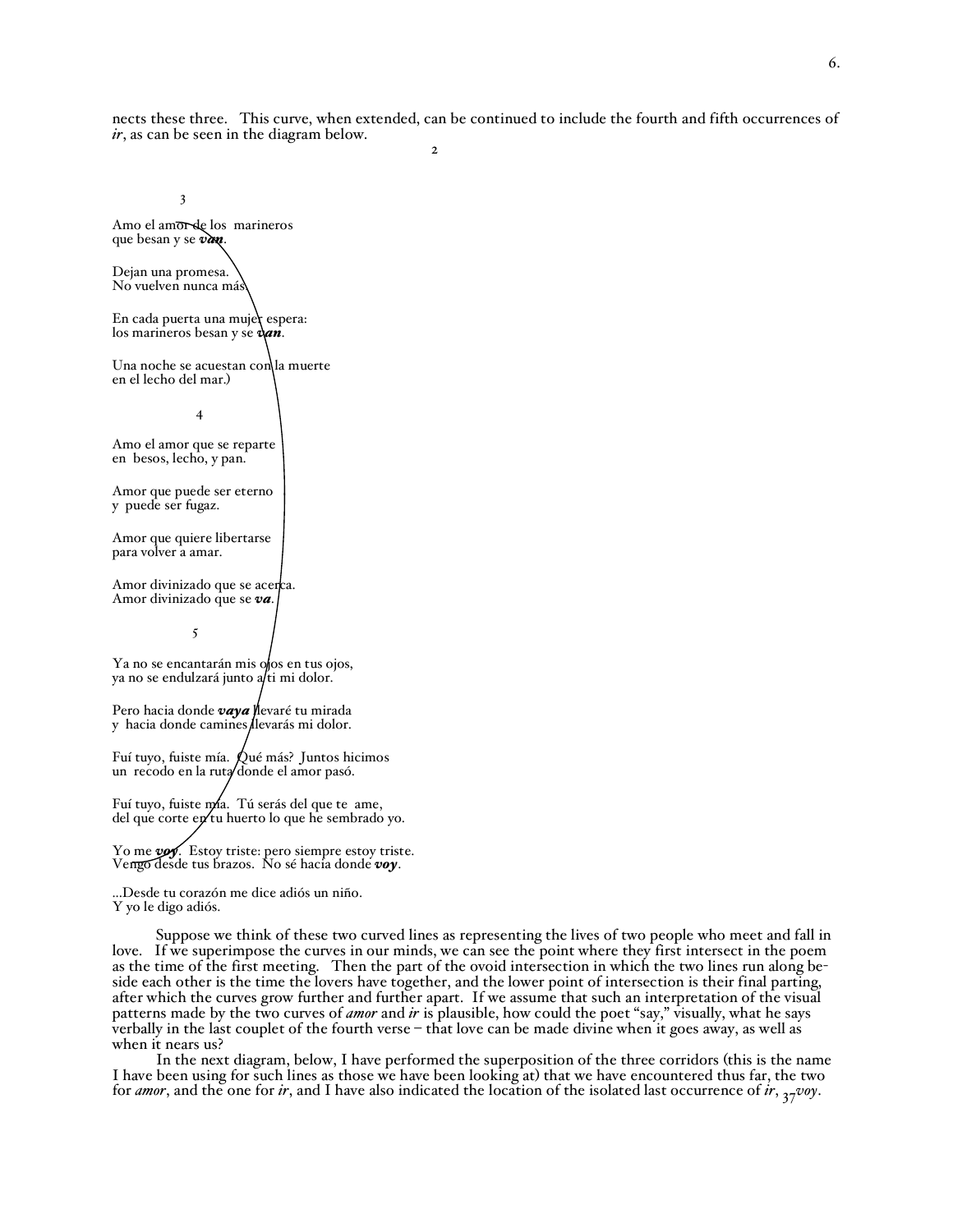nects these three. This curve, when extended, can be continued to include the fourth and fifth occurrences of *ir*, as can be seen in the diagram below.

2

3

Amo el amor de los marineros
que besan y se ***van***.

Dejan una promesa.
No vuelven nunca más.

En cada puerta una mujer espera:
los marineros besan y se ***van***.

Una noche se acuestan con la muerte
en el lecho del mar.)

4

Amo el amor que se reparte
en besos, lecho, y pan.

Amor que puede ser eterno
y puede ser fugaz.

Amor que quiere libertarse
para volver a amar.

Amor divinizado que se acerca.
Amor divinizado que se ***va***.

5

Ya no se encantarán mis ojos en tus ojos,
ya no se endulzará junto a ti mi dolor.

Pero hacia donde ***vaya*** llevaré tu mirada
y hacia donde camines llevarás mi dolor.

Fuí tuyo, fuiste mía. Qué más? Juntos hicimos
un recodo en la ruta donde el amor pasó.

Fuí tuyo, fuiste mía. Tú serás del que te ame,
del que corte en tu huerto lo que he sembrado yo.

Yo me ***voy***. Estoy triste: pero siempre estoy triste.
Vengo desde tus brazos. No sé hacia donde ***voy***.

...Desde tu corazón me dice adiós un niño.
Y yo le digo adiós.

Suppose we think of these two curved lines as representing the lives of two people who meet and fall in love. If we superimpose the curves in our minds, we can see the point where they first intersect in the poem as the time of the first meeting. Then the part of the ovoid intersection in which the two lines run along beside each other is the time the lovers have together, and the lower point of intersection is their final parting, after which the curves grow further and further apart. If we assume that such an interpretation of the visual patterns made by the two curves of *amor* and *ir* is plausible, how could the poet "say," visually, what he says verbally in the last couplet of the fourth verse – that love can be made divine when it goes away, as well as when it nears us?

In the next diagram, below, I have performed the superposition of the three corridors (this is the name I have been using for such lines as those we have been looking at) that we have encountered thus far, the two for *amor*, and the one for *ir*, and I have also indicated the location of the isolated last occurrence of *ir*, $_{37}$*voy*.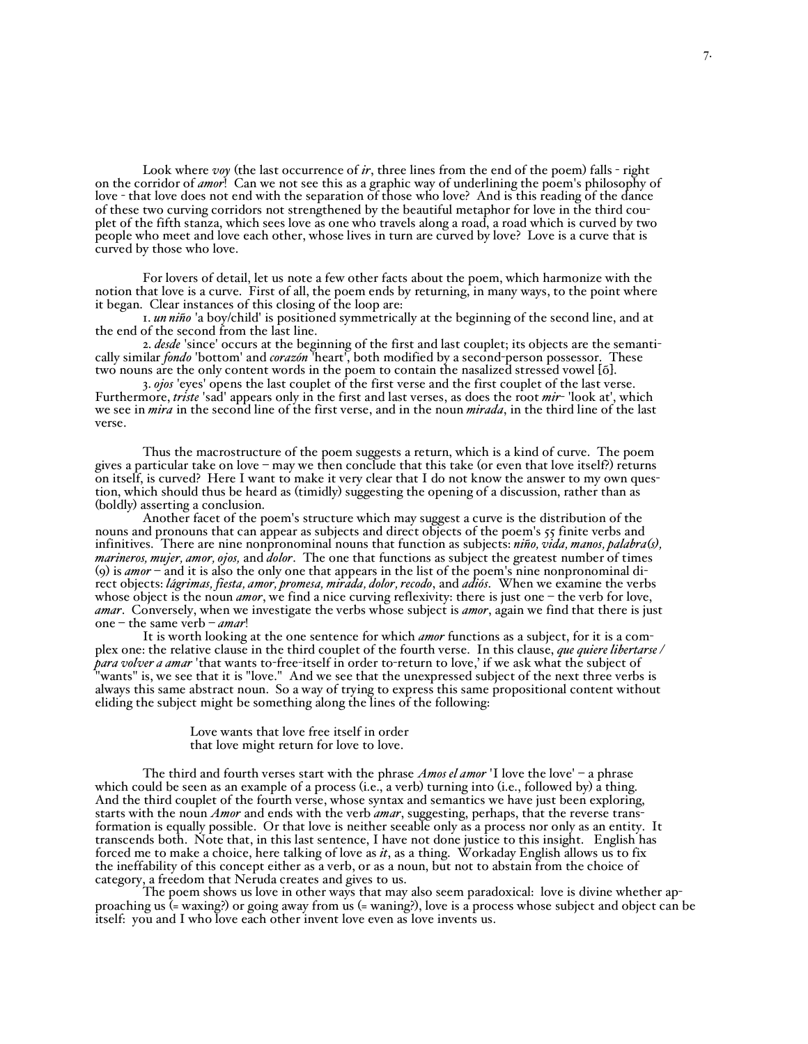Look where *voy* (the last occurrence of *ir*, three lines from the end of the poem) falls - right on the corridor of *amor*! Can we not see this as a graphic way of underlining the poem's philosophy of love - that love does not end with the separation of those who love? And is this reading of the dance of these two curving corridors not strengthened by the beautiful metaphor for love in the third couplet of the fifth stanza, which sees love as one who travels along a road, a road which is curved by two people who meet and love each other, whose lives in turn are curved by love? Love is a curve that is curved by those who love.

For lovers of detail, let us note a few other facts about the poem, which harmonize with the notion that love is a curve. First of all, the poem ends by returning, in many ways, to the point where it began. Clear instances of this closing of the loop are:

1. *un niño* 'a boy/child' is positioned symmetrically at the beginning of the second line, and at the end of the second from the last line.

2. *desde* 'since' occurs at the beginning of the first and last couplet; its objects are the semantically similar *fondo* 'bottom' and *corazón* 'heart', both modified by a second-person possessor. These two nouns are the only content words in the poem to contain the nasalized stressed vowel [õ].

3. *ojos* 'eyes' opens the last couplet of the first verse and the first couplet of the last verse. Furthermore, *triste* 'sad' appears only in the first and last verses, as does the root *mir-* 'look at', which we see in *mira* in the second line of the first verse, and in the noun *mirada*, in the third line of the last verse.

Thus the macrostructure of the poem suggests a return, which is a kind of curve. The poem gives a particular take on love – may we then conclude that this take (or even that love itself?) returns on itself, is curved? Here I want to make it very clear that I do not know the answer to my own question, which should thus be heard as (timidly) suggesting the opening of a discussion, rather than as (boldly) asserting a conclusion.

Another facet of the poem's structure which may suggest a curve is the distribution of the nouns and pronouns that can appear as subjects and direct objects of the poem's 55 finite verbs and infinitives. There are nine nonpronominal nouns that function as subjects: *niño, vida, manos, palabra(s), marineros, mujer, amor, ojos,* and *dolor*. The one that functions as subject the greatest number of times (9) is *amor* – and it is also the only one that appears in the list of the poem's nine nonpronominal direct objects: *lágrimas, fiesta, amor, promesa, mirada, dolor, recodo*, and *adiós*. When we examine the verbs whose object is the noun *amor*, we find a nice curving reflexivity: there is just one – the verb for love, *amar*. Conversely, when we investigate the verbs whose subject is *amor*, again we find that there is just one – the same verb – *amar*!

It is worth looking at the one sentence for which *amor* functions as a subject, for it is a complex one: the relative clause in the third couplet of the fourth verse. In this clause, *que quiere libertarse / para volver a amar* 'that wants to-free-itself in order to-return to love,' if we ask what the subject of "wants" is, we see that it is "love." And we see that the unexpressed subject of the next three verbs is always this same abstract noun. So a way of trying to express this same propositional content without eliding the subject might be something along the lines of the following:

> Love wants that love free itself in order
> that love might return for love to love.

The third and fourth verses start with the phrase *Amos el amor* 'I love the love' – a phrase which could be seen as an example of a process (i.e., a verb) turning into (i.e., followed by) a thing. And the third couplet of the fourth verse, whose syntax and semantics we have just been exploring, starts with the noun *Amor* and ends with the verb *amar*, suggesting, perhaps, that the reverse transformation is equally possible. Or that love is neither seeable only as a process nor only as an entity. It transcends both. Note that, in this last sentence, I have not done justice to this insight. English has forced me to make a choice, here talking of love as *it*, as a thing. Workaday English allows us to fix the ineffability of this concept either as a verb, or as a noun, but not to abstain from the choice of category, a freedom that Neruda creates and gives to us.

The poem shows us love in other ways that may also seem paradoxical: love is divine whether approaching us (= waxing?) or going away from us (= waning?), love is a process whose subject and object can be itself: you and I who love each other invent love even as love invents us.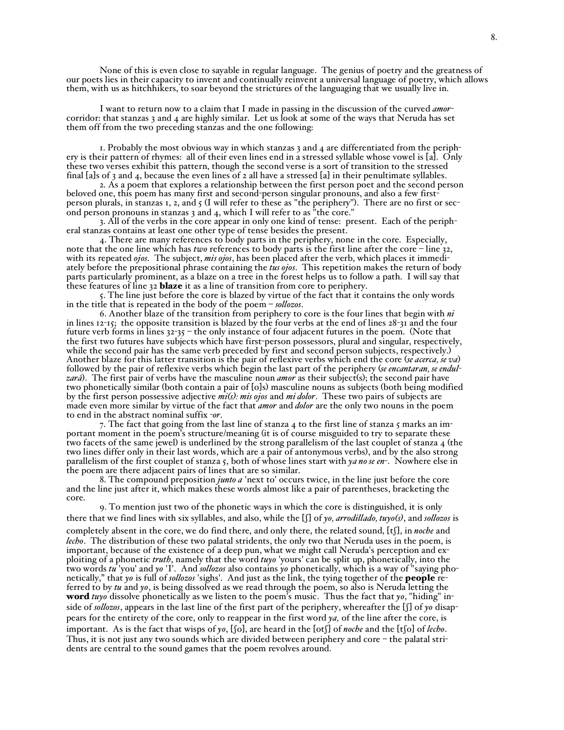None of this is even close to sayable in regular language. The genius of poetry and the greatness of our poets lies in their capacity to invent and continually reinvent a universal language of poetry, which allows them, with us as hitchhikers, to soar beyond the strictures of the languaging that we usually live in.

I want to return now to a claim that I made in passing in the discussion of the curved *amor*-corridor: that stanzas 3 and 4 are highly similar. Let us look at some of the ways that Neruda has set them off from the two preceding stanzas and the one following:

1. Probably the most obvious way in which stanzas 3 and 4 are differentiated from the periphery is their pattern of rhymes: all of their even lines end in a stressed syllable whose vowel is [a]. Only these two verses exhibit this pattern, though the second verse is a sort of transition to the stressed final [a]s of 3 and 4, because the even lines of 2 all have a stressed [a] in their penultimate syllables.

2. As a poem that explores a relationship between the first person poet and the second person beloved one, this poem has many first and second-person singular pronouns, and also a few first-person plurals, in stanzas 1, 2, and 5 (I will refer to these as "the periphery"). There are no first or second person pronouns in stanzas 3 and 4, which I will refer to as "the core."

3. All of the verbs in the core appear in only one kind of tense: present. Each of the peripheral stanzas contains at least one other type of tense besides the present.

4. There are many references to body parts in the periphery, none in the core. Especially, note that the one line which has *two* references to body parts is the first line after the core – line 32, with its repeated *ojos*. The subject, *mis ojos*, has been placed after the verb, which places it immediately before the prepositional phrase containing the *tus ojos*. This repetition makes the return of body parts particularly prominent, as a blaze on a tree in the forest helps us to follow a path. I will say that these features of line 32 **blaze** it as a line of transition from core to periphery.

5. The line just before the core is blazed by virtue of the fact that it contains the only words in the title that is repeated in the body of the poem – *sollozos*.

6. Another blaze of the transition from periphery to core is the four lines that begin with *ni* in lines 12-15; the opposite transition is blazed by the four verbs at the end of lines 28-31 and the four future verb forms in lines 32-35 – the only instance of four adjacent futures in the poem. (Note that the first two futures have subjects which have first-person possessors, plural and singular, respectively, while the second pair has the same verb preceded by first and second person subjects, respectively.) Another blaze for this latter transition is the pair of reflexive verbs which end the core (*se acerca, se va*) followed by the pair of reflexive verbs which begin the last part of the periphery (*se encantaran, se endulzará*). The first pair of verbs have the masculine noun *amor* as their subject(s); the second pair have two phonetically similar (both contain a pair of [o]s) masculine nouns as subjects (both being modified by the first person possessive adjective *mi(s): mis ojos* and *mi dolor*. These two pairs of subjects are made even more similar by virtue of the fact that *amor* and *dolor* are the only two nouns in the poem to end in the abstract nominal suffix *-or*.

7. The fact that going from the last line of stanza 4 to the first line of stanza 5 marks an important moment in the poem's structure/meaning (it is of course misguided to try to separate these two facets of the same jewel) is underlined by the strong parallelism of the last couplet of stanza 4 (the two lines differ only in their last words, which are a pair of antonymous verbs), and by the also strong parallelism of the first couplet of stanza 5, both of whose lines start with *ya no se en-*. Nowhere else in the poem are there adjacent pairs of lines that are so similar.

8. The compound preposition *junto a* 'next to' occurs twice, in the line just before the core and the line just after it, which makes these words almost like a pair of parentheses, bracketing the core.

9. To mention just two of the phonetic ways in which the core is distinguished, it is only there that we find lines with six syllables, and also, while the [ʃ] of *yo, arrodillado, tuyo(s)*, and *sollozos* is completely absent in the core, we do find there, and only there, the related sound, [tʃ], in *noche* and *lecho*. The distribution of these two palatal stridents, the only two that Neruda uses in the poem, is important, because of the existence of a deep pun, what we might call Neruda's perception and exploiting of a phonetic *truth*, namely that the word *tuyo* 'yours' can be split up, phonetically, into the two words *tu* 'you' and *yo* 'I'. And *sollozos* also contains *yo* phonetically, which is a way of "saying phonetically," that *yo* is full of *sollozos* 'sighs'. And just as the link, the tying together of the **people** referred to by *tu* and *yo*, is being dissolved as we read through the poem, so also is Neruda letting the **word** *tuyo* dissolve phonetically as we listen to the poem's music. Thus the fact that *yo*, "hiding" inside of *sollozos*, appears in the last line of the first part of the periphery, whereafter the [ʃ] of *yo* disappears for the entirety of the core, only to reappear in the first word *ya,* of the line after the core, is important. As is the fact that wisps of *yo*, [ʃo], are heard in the [otʃ] of *noche* and the [tʃo] of *lecho*. Thus, it is not just any two sounds which are divided between periphery and core – the palatal stridents are central to the sound games that the poem revolves around.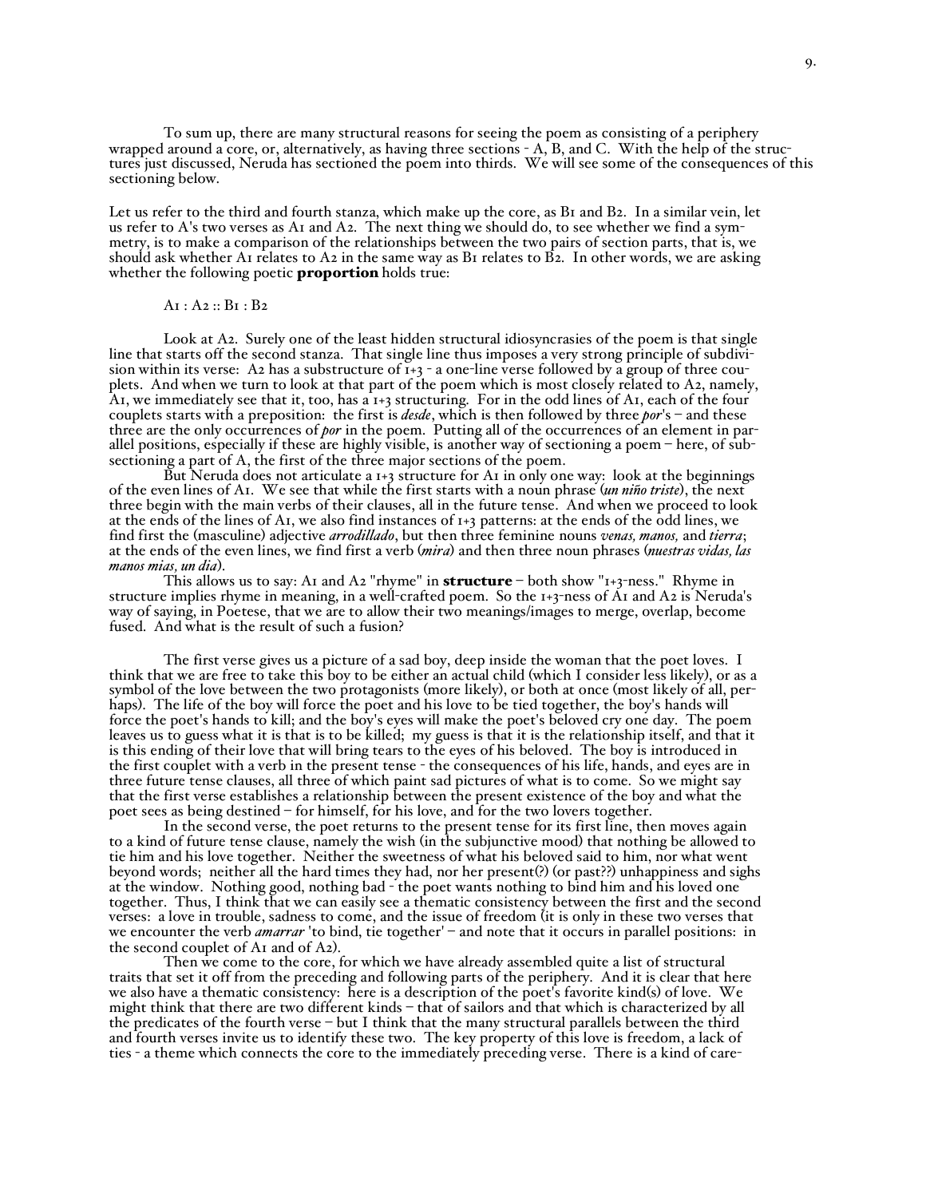To sum up, there are many structural reasons for seeing the poem as consisting of a periphery wrapped around a core, or, alternatively, as having three sections - A, B, and C. With the help of the structures just discussed, Neruda has sectioned the poem into thirds. We will see some of the consequences of this sectioning below.

Let us refer to the third and fourth stanza, which make up the core, as B1 and B2. In a similar vein, let us refer to A's two verses as A1 and A2. The next thing we should do, to see whether we find a symmetry, is to make a comparison of the relationships between the two pairs of section parts, that is, we should ask whether A1 relates to A2 in the same way as B1 relates to B2. In other words, we are asking whether the following poetic **proportion** holds true:

A1 : A2 :: B1 : B2

Look at A2. Surely one of the least hidden structural idiosyncrasies of the poem is that single line that starts off the second stanza. That single line thus imposes a very strong principle of subdivision within its verse: A2 has a substructure of 1+3 - a one-line verse followed by a group of three couplets. And when we turn to look at that part of the poem which is most closely related to A2, namely, A1, we immediately see that it, too, has a 1+3 structuring. For in the odd lines of A1, each of the four couplets starts with a preposition: the first is *desde*, which is then followed by three *por*'s – and these three are the only occurrences of *por* in the poem. Putting all of the occurrences of an element in parallel positions, especially if these are highly visible, is another way of sectioning a poem – here, of subsectioning a part of A, the first of the three major sections of the poem.

But Neruda does not articulate a 1+3 structure for A1 in only one way: look at the beginnings of the even lines of A1. We see that while the first starts with a noun phrase (*un niño triste*), the next three begin with the main verbs of their clauses, all in the future tense. And when we proceed to look at the ends of the lines of A1, we also find instances of 1+3 patterns: at the ends of the odd lines, we find first the (masculine) adjective *arrodillado*, but then three feminine nouns *venas, manos,* and *tierra*; at the ends of the even lines, we find first a verb (*mira*) and then three noun phrases (*nuestras vidas, las manos mias, un dia*).

This allows us to say: A1 and A2 "rhyme" in **structure** – both show "1+3-ness." Rhyme in structure implies rhyme in meaning, in a well-crafted poem. So the 1+3-ness of A1 and A2 is Neruda's way of saying, in Poetese, that we are to allow their two meanings/images to merge, overlap, become fused. And what is the result of such a fusion?

The first verse gives us a picture of a sad boy, deep inside the woman that the poet loves. I think that we are free to take this boy to be either an actual child (which I consider less likely), or as a symbol of the love between the two protagonists (more likely), or both at once (most likely of all, perhaps). The life of the boy will force the poet and his love to be tied together, the boy's hands will force the poet's hands to kill; and the boy's eyes will make the poet's beloved cry one day. The poem leaves us to guess what it is that is to be killed; my guess is that it is the relationship itself, and that it is this ending of their love that will bring tears to the eyes of his beloved. The boy is introduced in the first couplet with a verb in the present tense - the consequences of his life, hands, and eyes are in three future tense clauses, all three of which paint sad pictures of what is to come. So we might say that the first verse establishes a relationship between the present existence of the boy and what the poet sees as being destined – for himself, for his love, and for the two lovers together.

In the second verse, the poet returns to the present tense for its first line, then moves again to a kind of future tense clause, namely the wish (in the subjunctive mood) that nothing be allowed to tie him and his love together. Neither the sweetness of what his beloved said to him, nor what went beyond words; neither all the hard times they had, nor her present(?) (or past??) unhappiness and sighs at the window. Nothing good, nothing bad - the poet wants nothing to bind him and his loved one together. Thus, I think that we can easily see a thematic consistency between the first and the second verses: a love in trouble, sadness to come, and the issue of freedom (it is only in these two verses that we encounter the verb *amarrar* 'to bind, tie together' – and note that it occurs in parallel positions: in the second couplet of A1 and of A2).

Then we come to the core, for which we have already assembled quite a list of structural traits that set it off from the preceding and following parts of the periphery. And it is clear that here we also have a thematic consistency: here is a description of the poet's favorite kind(s) of love. We might think that there are two different kinds – that of sailors and that which is characterized by all the predicates of the fourth verse – but I think that the many structural parallels between the third and fourth verses invite us to identify these two. The key property of this love is freedom, a lack of ties - a theme which connects the core to the immediately preceding verse. There is a kind of care-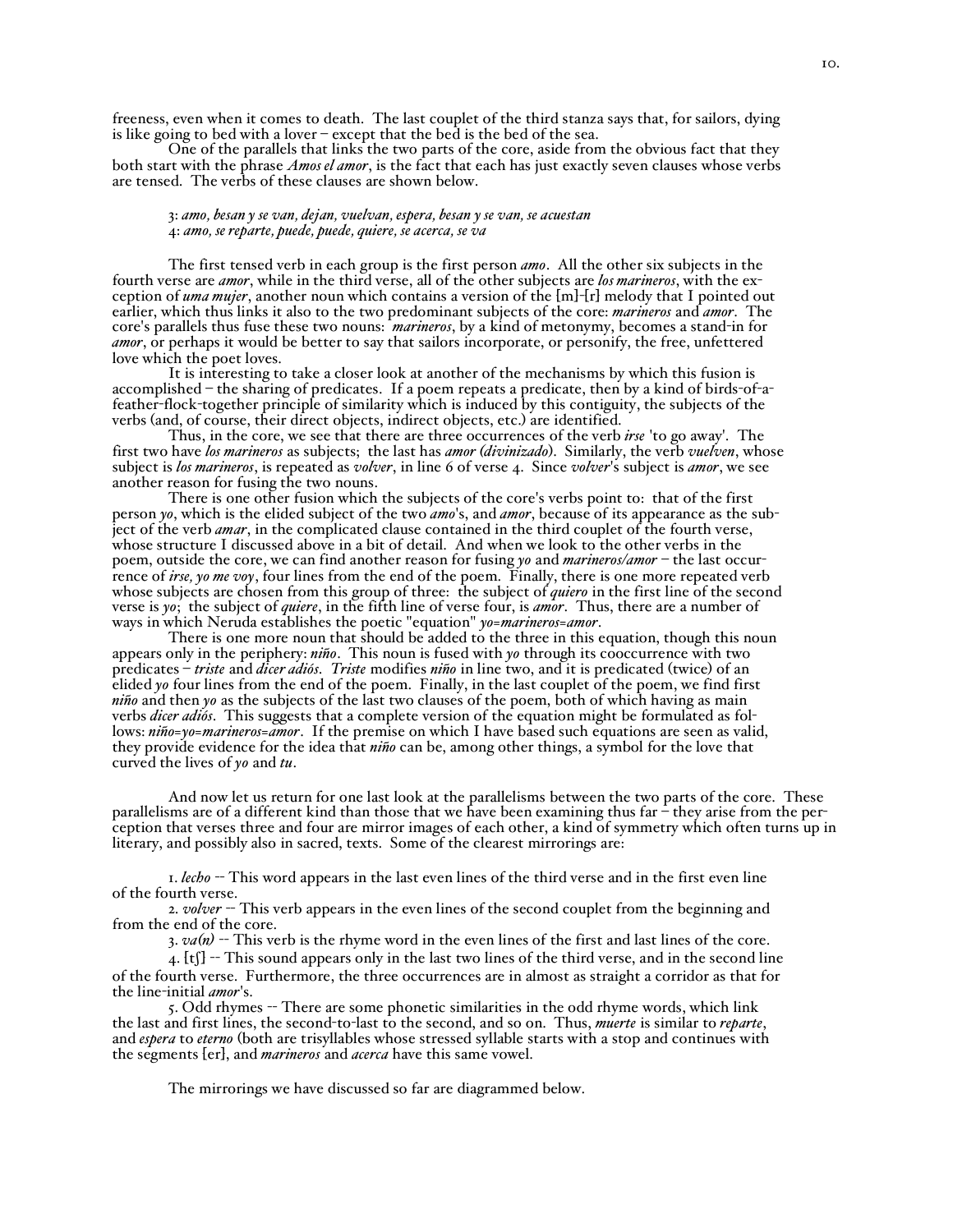freeness, even when it comes to death. The last couplet of the third stanza says that, for sailors, dying is like going to bed with a lover – except that the bed is the bed of the sea.

One of the parallels that links the two parts of the core, aside from the obvious fact that they both start with the phrase *Amos el amor*, is the fact that each has just exactly seven clauses whose verbs are tensed. The verbs of these clauses are shown below.

3: *amo, besan y se van, dejan, vuelvan, espera, besan y se van, se acuestan*
4: *amo, se reparte, puede, puede, quiere, se acerca, se va*

The first tensed verb in each group is the first person *amo*. All the other six subjects in the fourth verse are *amor*, while in the third verse, all of the other subjects are *los marineros*, with the exception of *uma mujer*, another noun which contains a version of the [m]-[r] melody that I pointed out earlier, which thus links it also to the two predominant subjects of the core: *marineros* and *amor*. The core's parallels thus fuse these two nouns: *marineros*, by a kind of metonymy, becomes a stand-in for *amor*, or perhaps it would be better to say that sailors incorporate, or personify, the free, unfettered love which the poet loves.

It is interesting to take a closer look at another of the mechanisms by which this fusion is accomplished – the sharing of predicates. If a poem repeats a predicate, then by a kind of birds-of-a-feather-flock-together principle of similarity which is induced by this contiguity, the subjects of the verbs (and, of course, their direct objects, indirect objects, etc.) are identified.

Thus, in the core, we see that there are three occurrences of the verb *irse* 'to go away'. The first two have *los marineros* as subjects; the last has *amor* (*divinizado*). Similarly, the verb *vuelven*, whose subject is *los marineros*, is repeated as *volver*, in line 6 of verse 4. Since *volver*'s subject is *amor*, we see another reason for fusing the two nouns.

There is one other fusion which the subjects of the core's verbs point to: that of the first person *yo*, which is the elided subject of the two *amo*'s, and *amor*, because of its appearance as the subject of the verb *amar*, in the complicated clause contained in the third couplet of the fourth verse, whose structure I discussed above in a bit of detail. And when we look to the other verbs in the poem, outside the core, we can find another reason for fusing *yo* and *marineros/amor* – the last occurrence of *irse, yo me voy*, four lines from the end of the poem. Finally, there is one more repeated verb whose subjects are chosen from this group of three: the subject of *quiero* in the first line of the second verse is *yo*; the subject of *quiere*, in the fifth line of verse four, is *amor*. Thus, there are a number of ways in which Neruda establishes the poetic "equation" *yo=marineros=amor*.

There is one more noun that should be added to the three in this equation, though this noun appears only in the periphery: *niño*. This noun is fused with *yo* through its cooccurrence with two predicates – *triste* and *dicer adiós*. *Triste* modifies *niño* in line two, and it is predicated (twice) of an elided *yo* four lines from the end of the poem. Finally, in the last couplet of the poem, we find first *niño* and then *yo* as the subjects of the last two clauses of the poem, both of which having as main verbs *dicer adiós*. This suggests that a complete version of the equation might be formulated as follows: *niño=yo=marineros=amor*. If the premise on which I have based such equations are seen as valid, they provide evidence for the idea that *niño* can be, among other things, a symbol for the love that curved the lives of *yo* and *tu*.

And now let us return for one last look at the parallelisms between the two parts of the core. These parallelisms are of a different kind than those that we have been examining thus far – they arise from the perception that verses three and four are mirror images of each other, a kind of symmetry which often turns up in literary, and possibly also in sacred, texts. Some of the clearest mirrorings are:

1. *lecho* -- This word appears in the last even lines of the third verse and in the first even line of the fourth verse.

2. *volver* -- This verb appears in the even lines of the second couplet from the beginning and from the end of the core.

3. *va(n)* -- This verb is the rhyme word in the even lines of the first and last lines of the core.

4. [tʃ] -- This sound appears only in the last two lines of the third verse, and in the second line of the fourth verse. Furthermore, the three occurrences are in almost as straight a corridor as that for the line-initial *amor*'s.

5. Odd rhymes -- There are some phonetic similarities in the odd rhyme words, which link the last and first lines, the second-to-last to the second, and so on. Thus, *muerte* is similar to *reparte*, and *espera* to *eterno* (both are trisyllables whose stressed syllable starts with a stop and continues with the segments [er], and *marineros* and *acerca* have this same vowel.

The mirrorings we have discussed so far are diagrammed below.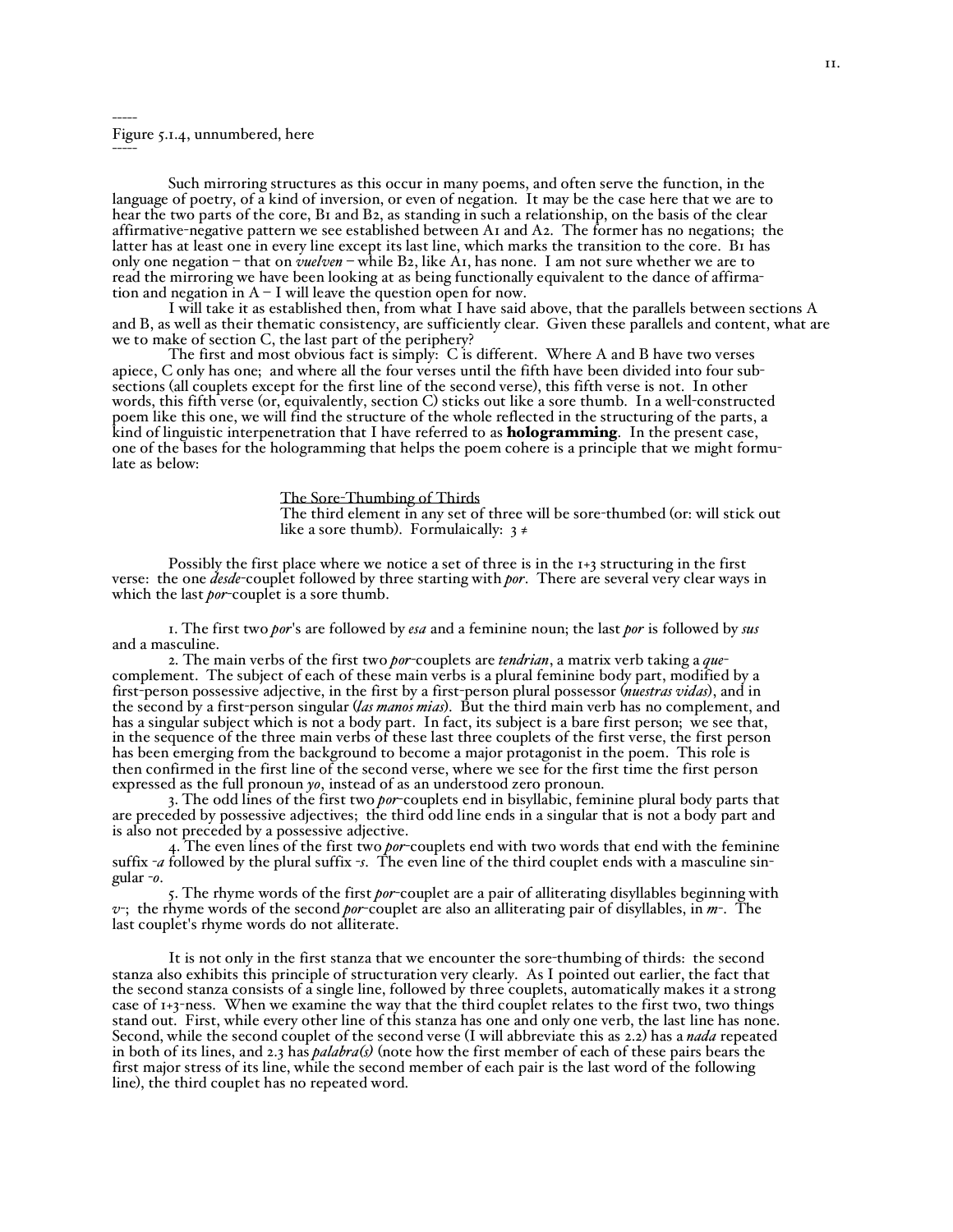-----
Figure 5.1.4, unnumbered, here
-----

Such mirroring structures as this occur in many poems, and often serve the function, in the language of poetry, of a kind of inversion, or even of negation. It may be the case here that we are to hear the two parts of the core, B1 and B2, as standing in such a relationship, on the basis of the clear affirmative-negative pattern we see established between A1 and A2. The former has no negations; the latter has at least one in every line except its last line, which marks the transition to the core. B1 has only one negation – that on *vuelven* – while B2, like A1, has none. I am not sure whether we are to read the mirroring we have been looking at as being functionally equivalent to the dance of affirmation and negation in A – I will leave the question open for now.

I will take it as established then, from what I have said above, that the parallels between sections A and B, as well as their thematic consistency, are sufficiently clear. Given these parallels and content, what are we to make of section C, the last part of the periphery?

The first and most obvious fact is simply: C is different. Where A and B have two verses apiece, C only has one; and where all the four verses until the fifth have been divided into four subsections (all couplets except for the first line of the second verse), this fifth verse is not. In other words, this fifth verse (or, equivalently, section C) sticks out like a sore thumb. In a well-constructed poem like this one, we will find the structure of the whole reflected in the structuring of the parts, a kind of linguistic interpenetration that I have referred to as **hologramming**. In the present case, one of the bases for the hologramming that helps the poem cohere is a principle that we might formulate as below:

> The Sore-Thumbing of Thirds
> The third element in any set of three will be sore-thumbed (or: will stick out like a sore thumb). Formulaically: 3 ≠

Possibly the first place where we notice a set of three is in the 1+3 structuring in the first verse: the one *desde*-couplet followed by three starting with *por*. There are several very clear ways in which the last *por*-couplet is a sore thumb.

1. The first two *por*'s are followed by *esa* and a feminine noun; the last *por* is followed by *sus* and a masculine.

2. The main verbs of the first two *por*-couplets are *tendrian*, a matrix verb taking a *que*-complement. The subject of each of these main verbs is a plural feminine body part, modified by a first-person possessive adjective, in the first by a first-person plural possessor (*nuestras vidas*), and in the second by a first-person singular (*las manos mias*). But the third main verb has no complement, and has a singular subject which is not a body part. In fact, its subject is a bare first person; we see that, in the sequence of the three main verbs of these last three couplets of the first verse, the first person has been emerging from the background to become a major protagonist in the poem. This role is then confirmed in the first line of the second verse, where we see for the first time the first person expressed as the full pronoun *yo*, instead of as an understood zero pronoun.

3. The odd lines of the first two *por*-couplets end in bisyllabic, feminine plural body parts that are preceded by possessive adjectives; the third odd line ends in a singular that is not a body part and is also not preceded by a possessive adjective.

4. The even lines of the first two *por*-couplets end with two words that end with the feminine suffix *-a* followed by the plural suffix *-s*. The even line of the third couplet ends with a masculine singular *-o*.

5. The rhyme words of the first *por*-couplet are a pair of alliterating disyllables beginning with *v-*; the rhyme words of the second *por*-couplet are also an alliterating pair of disyllables, in *m-*. The last couplet's rhyme words do not alliterate.

It is not only in the first stanza that we encounter the sore-thumbing of thirds: the second stanza also exhibits this principle of structuration very clearly. As I pointed out earlier, the fact that the second stanza consists of a single line, followed by three couplets, automatically makes it a strong case of 1+3-ness. When we examine the way that the third couplet relates to the first two, two things stand out. First, while every other line of this stanza has one and only one verb, the last line has none. Second, while the second couplet of the second verse (I will abbreviate this as 2.2) has a *nada* repeated in both of its lines, and 2.3 has *palabra(s)* (note how the first member of each of these pairs bears the first major stress of its line, while the second member of each pair is the last word of the following line), the third couplet has no repeated word.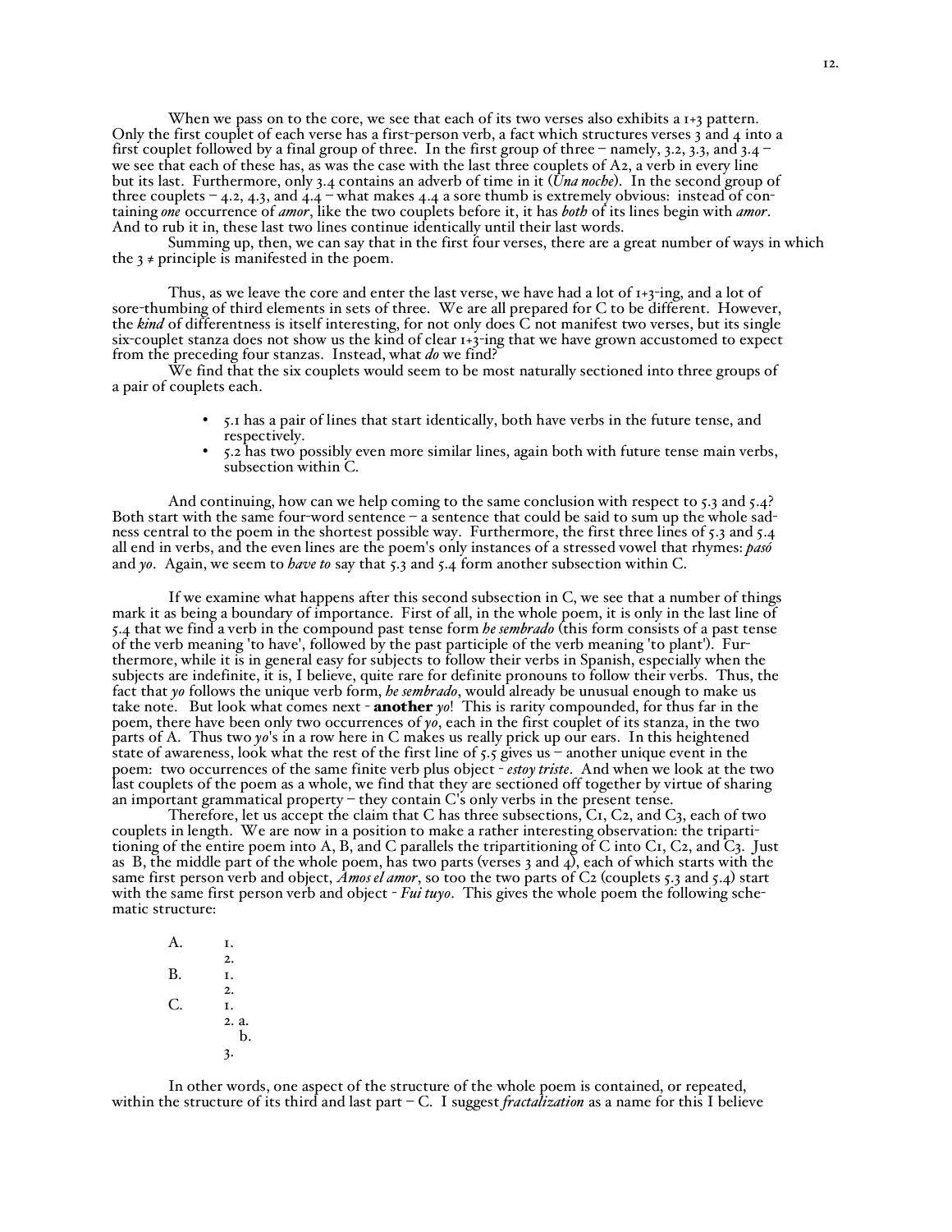When we pass on to the core, we see that each of its two verses also exhibits a 1+3 pattern. Only the first couplet of each verse has a first-person verb, a fact which structures verses 3 and 4 into a first couplet followed by a final group of three. In the first group of three – namely, 3.2, 3.3, and 3.4 – we see that each of these has, as was the case with the last three couplets of A2, a verb in every line but its last. Furthermore, only 3.4 contains an adverb of time in it (*Una noche*). In the second group of three couplets – 4.2, 4.3, and 4.4 – what makes 4.4 a sore thumb is extremely obvious: instead of containing *one* occurrence of *amor*, like the two couplets before it, it has *both* of its lines begin with *amor*. And to rub it in, these last two lines continue identically until their last words.

Summing up, then, we can say that in the first four verses, there are a great number of ways in which the 3 ≠ principle is manifested in the poem.

Thus, as we leave the core and enter the last verse, we have had a lot of 1+3-ing, and a lot of sore-thumbing of third elements in sets of three. We are all prepared for C to be different. However, the *kind* of differentness is itself interesting, for not only does C not manifest two verses, but its single six-couplet stanza does not show us the kind of clear 1+3-ing that we have grown accustomed to expect from the preceding four stanzas. Instead, what *do* we find?

We find that the six couplets would seem to be most naturally sectioned into three groups of a pair of couplets each.

- 5.1 has a pair of lines that start identically, both have verbs in the future tense, and respectively.
- 5.2 has two possibly even more similar lines, again both with future tense main verbs, subsection within C.

And continuing, how can we help coming to the same conclusion with respect to 5.3 and 5.4? Both start with the same four-word sentence – a sentence that could be said to sum up the whole sadness central to the poem in the shortest possible way. Furthermore, the first three lines of 5.3 and 5.4 all end in verbs, and the even lines are the poem's only instances of a stressed vowel that rhymes: *pasó* and *yo*. Again, we seem to *have to* say that 5.3 and 5.4 form another subsection within C.

If we examine what happens after this second subsection in C, we see that a number of things mark it as being a boundary of importance. First of all, in the whole poem, it is only in the last line of 5.4 that we find a verb in the compound past tense form *he sembrado* (this form consists of a past tense of the verb meaning 'to have', followed by the past participle of the verb meaning 'to plant'). Furthermore, while it is in general easy for subjects to follow their verbs in Spanish, especially when the subjects are indefinite, it is, I believe, quite rare for definite pronouns to follow their verbs. Thus, the fact that *yo* follows the unique verb form, *he sembrado*, would already be unusual enough to make us take note. But look what comes next - **another** *yo*! This is rarity compounded, for thus far in the poem, there have been only two occurrences of *yo*, each in the first couplet of its stanza, in the two parts of A. Thus two *yo*'s in a row here in C makes us really prick up our ears. In this heightened state of awareness, look what the rest of the first line of 5.5 gives us – another unique event in the poem: two occurrences of the same finite verb plus object - *estoy triste*. And when we look at the two last couplets of the poem as a whole, we find that they are sectioned off together by virtue of sharing an important grammatical property – they contain C's only verbs in the present tense.

Therefore, let us accept the claim that C has three subsections, C1, C2, and C3, each of two couplets in length. We are now in a position to make a rather interesting observation: the tripartitioning of the entire poem into A, B, and C parallels the tripartitioning of C into C1, C2, and C3. Just as B, the middle part of the whole poem, has two parts (verses 3 and 4), each of which starts with the same first person verb and object, *Amos el amor*, so too the two parts of C2 (couplets 5.3 and 5.4) start with the same first person verb and object - *Fui tuyo*. This gives the whole poem the following schematic structure:

```
A.    1.
      2.
B.    1.
      2.
C.    1.
      2. a.
         b.
      3.
```

In other words, one aspect of the structure of the whole poem is contained, or repeated, within the structure of its third and last part – C. I suggest *fractalization* as a name for this I believe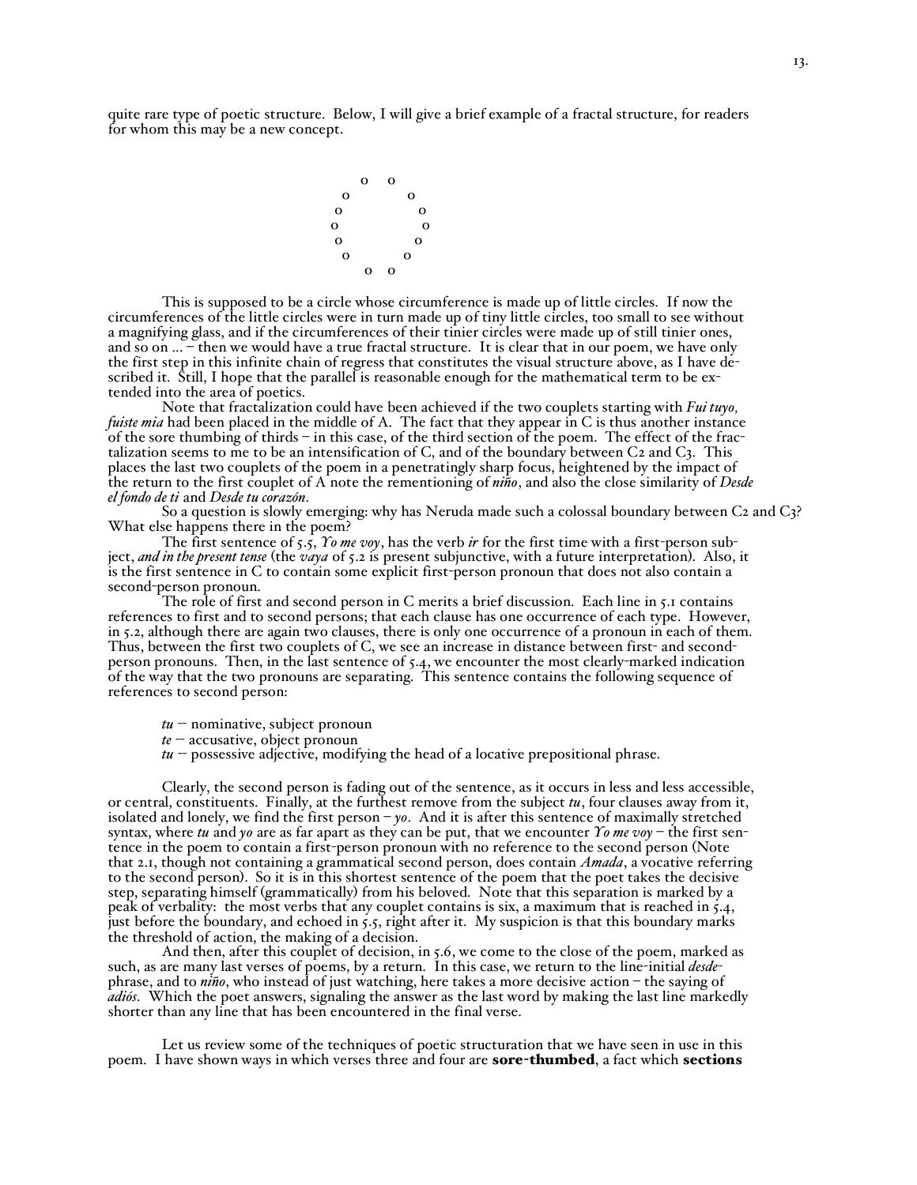quite rare type of poetic structure. Below, I will give a brief example of a fractal structure, for readers for whom this may be a new concept.

```
        o   o
     o         o
    o            o
   o              o
    o            o
     o         o
        o   o
```

This is supposed to be a circle whose circumference is made up of little circles. If now the circumferences of the little circles were in turn made up of tiny little circles, too small to see without a magnifying glass, and if the circumferences of their tinier circles were made up of still tinier ones, and so on ... – then we would have a true fractal structure. It is clear that in our poem, we have only the first step in this infinite chain of regress that constitutes the visual structure above, as I have described it. Still, I hope that the parallel is reasonable enough for the mathematical term to be extended into the area of poetics.

Note that fractalization could have been achieved if the two couplets starting with *Fui tuyo, fuiste mia* had been placed in the middle of A. The fact that they appear in C is thus another instance of the sore thumbing of thirds – in this case, of the third section of the poem. The effect of the fractalization seems to me to be an intensification of C, and of the boundary between C2 and C3. This places the last two couplets of the poem in a penetratingly sharp focus, heightened by the impact of the return to the first couplet of A note the rementioning of *niño*, and also the close similarity of *Desde el fondo de ti* and *Desde tu corazón*.

So a question is slowly emerging: why has Neruda made such a colossal boundary between C2 and C3? What else happens there in the poem?

The first sentence of 5.5, *Yo me voy*, has the verb *ir* for the first time with a first-person subject, *and in the present tense* (the *vaya* of 5.2 is present subjunctive, with a future interpretation). Also, it is the first sentence in C to contain some explicit first-person pronoun that does not also contain a second-person pronoun.

The role of first and second person in C merits a brief discussion. Each line in 5.1 contains references to first and to second persons; that each clause has one occurrence of each type. However, in 5.2, although there are again two clauses, there is only one occurrence of a pronoun in each of them. Thus, between the first two couplets of C, we see an increase in distance between first- and second-person pronouns. Then, in the last sentence of 5.4, we encounter the most clearly-marked indication of the way that the two pronouns are separating. This sentence contains the following sequence of references to second person:

- *tu* -- nominative, subject pronoun
- *te* – accusative, object pronoun
- *tu* -- possessive adjective, modifying the head of a locative prepositional phrase.

Clearly, the second person is fading out of the sentence, as it occurs in less and less accessible, or central, constituents. Finally, at the furthest remove from the subject *tu*, four clauses away from it, isolated and lonely, we find the first person – *yo*. And it is after this sentence of maximally stretched syntax, where *tu* and *yo* are as far apart as they can be put, that we encounter *Yo me voy* – the first sentence in the poem to contain a first-person pronoun with no reference to the second person (Note that 2.1, though not containing a grammatical second person, does contain *Amada*, a vocative referring to the second person). So it is in this shortest sentence of the poem that the poet takes the decisive step, separating himself (grammatically) from his beloved. Note that this separation is marked by a peak of verbality: the most verbs that any couplet contains is six, a maximum that is reached in 5.4, just before the boundary, and echoed in 5.5, right after it. My suspicion is that this boundary marks the threshold of action, the making of a decision.

And then, after this couplet of decision, in 5.6, we come to the close of the poem, marked as such, as are many last verses of poems, by a return. In this case, we return to the line-initial *desde*-phrase, and to *niño*, who instead of just watching, here takes a more decisive action – the saying of *adiós*. Which the poet answers, signaling the answer as the last word by making the last line markedly shorter than any line that has been encountered in the final verse.

Let us review some of the techniques of poetic structuration that we have seen in use in this poem. I have shown ways in which verses three and four are **sore-thumbed**, a fact which **sections**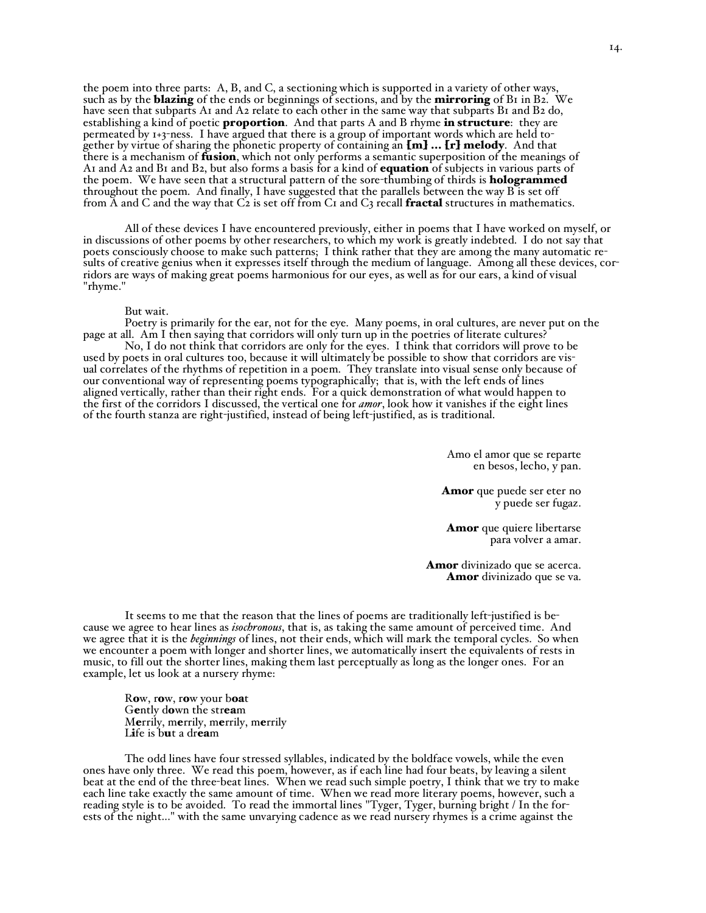the poem into three parts: A, B, and C, a sectioning which is supported in a variety of other ways, such as by the **blazing** of the ends or beginnings of sections, and by the **mirroring** of B1 in B2. We have seen that subparts A1 and A2 relate to each other in the same way that subparts B1 and B2 do, establishing a kind of poetic **proportion**. And that parts A and B rhyme **in structure**: they are permeated by 1+3-ness. I have argued that there is a group of important words which are held together by virtue of sharing the phonetic property of containing an **[m] ... [r] melody**. And that there is a mechanism of **fusion**, which not only performs a semantic superposition of the meanings of A1 and A2 and B1 and B2, but also forms a basis for a kind of **equation** of subjects in various parts of the poem. We have seen that a structural pattern of the sore-thumbing of thirds is **hologrammed** throughout the poem. And finally, I have suggested that the parallels between the way B is set off from A and C and the way that C2 is set off from C1 and C3 recall **fractal** structures in mathematics.

All of these devices I have encountered previously, either in poems that I have worked on myself, or in discussions of other poems by other researchers, to which my work is greatly indebted. I do not say that poets consciously choose to make such patterns; I think rather that they are among the many automatic results of creative genius when it expresses itself through the medium of language. Among all these devices, corridors are ways of making great poems harmonious for our eyes, as well as for our ears, a kind of visual "rhyme."

But wait.

Poetry is primarily for the ear, not for the eye. Many poems, in oral cultures, are never put on the page at all. Am I then saying that corridors will only turn up in the poetries of literate cultures?

No, I do not think that corridors are only for the eyes. I think that corridors will prove to be used by poets in oral cultures too, because it will ultimately be possible to show that corridors are visual correlates of the rhythms of repetition in a poem. They translate into visual sense only because of our conventional way of representing poems typographically; that is, with the left ends of lines aligned vertically, rather than their right ends. For a quick demonstration of what would happen to the first of the corridors I discussed, the vertical one for *amor*, look how it vanishes if the eight lines of the fourth stanza are right-justified, instead of being left-justified, as is traditional.

> Amo el amor que se reparte
> en besos, lecho, y pan.
>
> **Amor** que puede ser eter no
> y puede ser fugaz.
>
> **Amor** que quiere libertarse
> para volver a amar.
>
> **Amor** divinizado que se acerca.
> **Amor** divinizado que se va.

It seems to me that the reason that the lines of poems are traditionally left-justified is because we agree to hear lines as *isochronous*, that is, as taking the same amount of perceived time. And we agree that it is the *beginnings* of lines, not their ends, which will mark the temporal cycles. So when we encounter a poem with longer and shorter lines, we automatically insert the equivalents of rests in music, to fill out the shorter lines, making them last perceptually as long as the longer ones. For an example, let us look at a nursery rhyme:

> R**o**w, r**o**w, r**o**w your b**oa**t
> G**e**ntly d**o**wn the str**ea**m
> M**e**rrily, m**e**rrily, m**e**rrily, m**e**rrily
> L**i**fe is b**u**t a dr**ea**m

The odd lines have four stressed syllables, indicated by the boldface vowels, while the even ones have only three. We read this poem, however, as if each line had four beats, by leaving a silent beat at the end of the three-beat lines. When we read such simple poetry, I think that we try to make each line take exactly the same amount of time. When we read more literary poems, however, such a reading style is to be avoided. To read the immortal lines "Tyger, Tyger, burning bright / In the forests of the night..." with the same unvarying cadence as we read nursery rhymes is a crime against the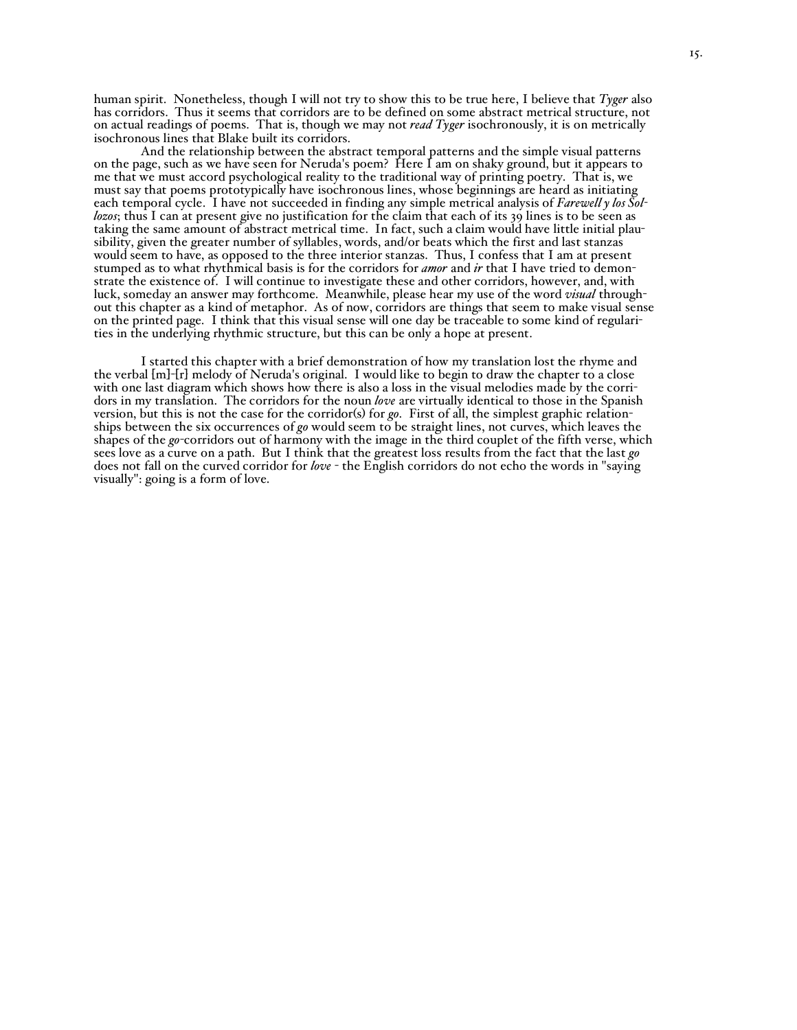human spirit. Nonetheless, though I will not try to show this to be true here, I believe that *Tyger* also has corridors. Thus it seems that corridors are to be defined on some abstract metrical structure, not on actual readings of poems. That is, though we may not *read Tyger* isochronously, it is on metrically isochronous lines that Blake built its corridors.

And the relationship between the abstract temporal patterns and the simple visual patterns on the page, such as we have seen for Neruda's poem? Here I am on shaky ground, but it appears to me that we must accord psychological reality to the traditional way of printing poetry. That is, we must say that poems prototypically have isochronous lines, whose beginnings are heard as initiating each temporal cycle. I have not succeeded in finding any simple metrical analysis of *Farewell y los Sollozos*; thus I can at present give no justification for the claim that each of its 39 lines is to be seen as taking the same amount of abstract metrical time. In fact, such a claim would have little initial plausibility, given the greater number of syllables, words, and/or beats which the first and last stanzas would seem to have, as opposed to the three interior stanzas. Thus, I confess that I am at present stumped as to what rhythmical basis is for the corridors for *amor* and *ir* that I have tried to demonstrate the existence of. I will continue to investigate these and other corridors, however, and, with luck, someday an answer may forthcome. Meanwhile, please hear my use of the word *visual* throughout this chapter as a kind of metaphor. As of now, corridors are things that seem to make visual sense on the printed page. I think that this visual sense will one day be traceable to some kind of regularities in the underlying rhythmic structure, but this can be only a hope at present.

I started this chapter with a brief demonstration of how my translation lost the rhyme and the verbal [m]-[r] melody of Neruda's original. I would like to begin to draw the chapter to a close with one last diagram which shows how there is also a loss in the visual melodies made by the corridors in my translation. The corridors for the noun *love* are virtually identical to those in the Spanish version, but this is not the case for the corridor(s) for *go*. First of all, the simplest graphic relationships between the six occurrences of *go* would seem to be straight lines, not curves, which leaves the shapes of the *go*-corridors out of harmony with the image in the third couplet of the fifth verse, which sees love as a curve on a path. But I think that the greatest loss results from the fact that the last *go* does not fall on the curved corridor for *love* - the English corridors do not echo the words in "saying visually": going is a form of love.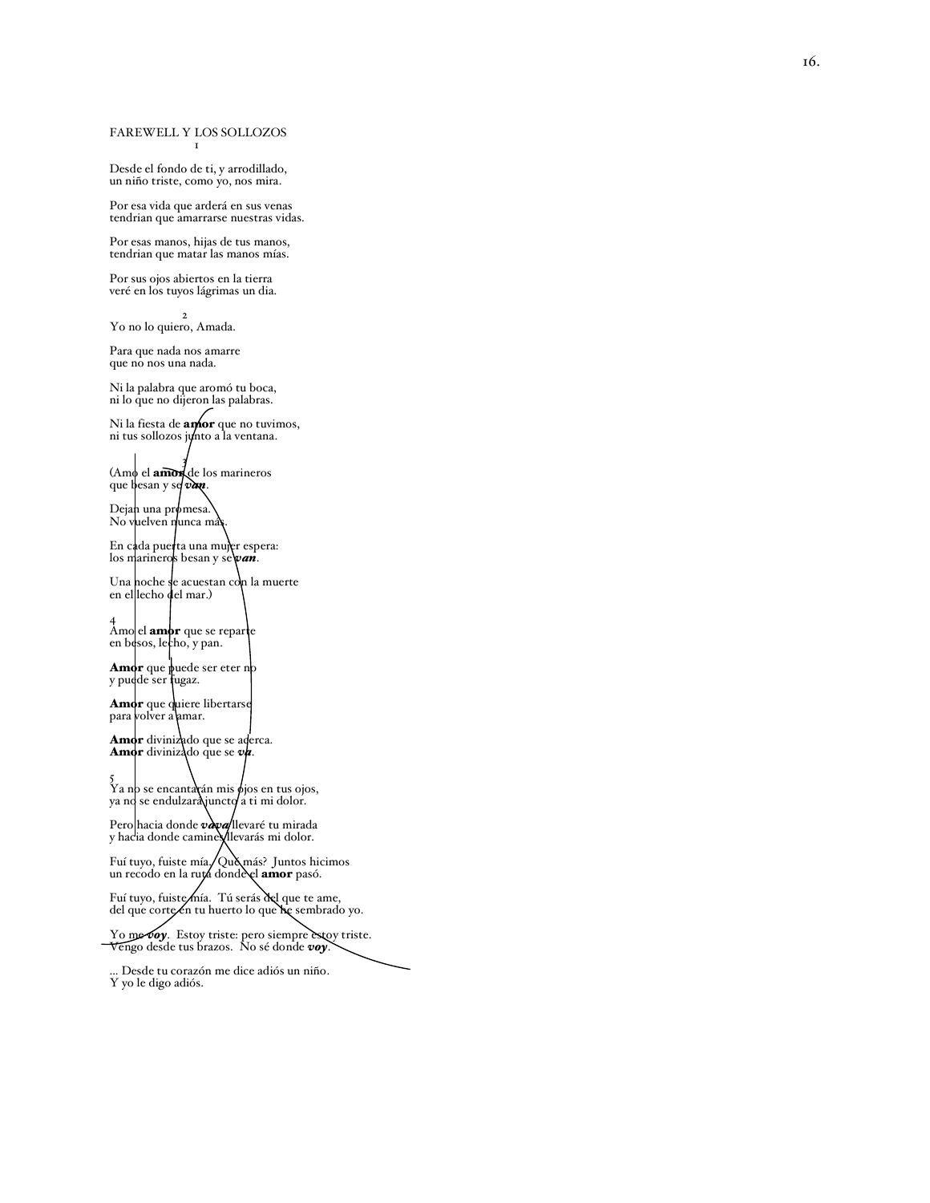FAREWELL Y LOS SOLLOZOS

1

Desde el fondo de ti, y arrodillado,
un niño triste, como yo, nos mira.

Por esa vida que arderá en sus venas
tendrian que amarrarse nuestras vidas.

Por esas manos, hijas de tus manos,
tendrian que matar las manos mías.

Por sus ojos abiertos en la tierra
veré en los tuyos lágrimas un dia.

2

Yo no lo quiero, Amada.

Para que nada nos amarre
que no nos una nada.

Ni la palabra que aromó tu boca,
ni lo que no dijeron las palabras.

Ni la fiesta de **amor** que no tuvimos,
ni tus sollozos junto a la ventana.

3

(Amo el **amor** de los marineros
que besan y se ***van***.

Dejan una promesa.
No vuelven nunca más.

En cada puerta una mujer espera:
los marineros besan y se ***van***.

Una noche se acuestan con la muerte
en el lecho del mar.)

4

Amo el **amor** que se reparte
en besos, lecho, y pan.

**Amor** que puede ser eterno
y puede ser fugaz.

**Amor** que quiere libertarse
para volver a amar.

**Amor** divinizado que se acerca.
**Amor** divinizado que se ***va***.

5

Ya no se encantarán mis ojos en tus ojos,
ya no se endulzará juncto a ti mi dolor.

Pero hacia donde ***vaya*** llevaré tu mirada
y hacia donde camines llevarás mi dolor.

Fuí tuyo, fuiste mía. Qué más? Juntos hicimos
un recodo en la ruta donde el **amor** pasó.

Fuí tuyo, fuiste mía. Tú serás del que te ame,
del que corte en tu huerto lo que he sembrado yo.

Yo me ***voy***. Estoy triste: pero siempre estoy triste.
Vengo desde tus brazos. No sé donde ***voy***.

... Desde tu corazón me dice adiós un niño.
Y yo le digo adiós.